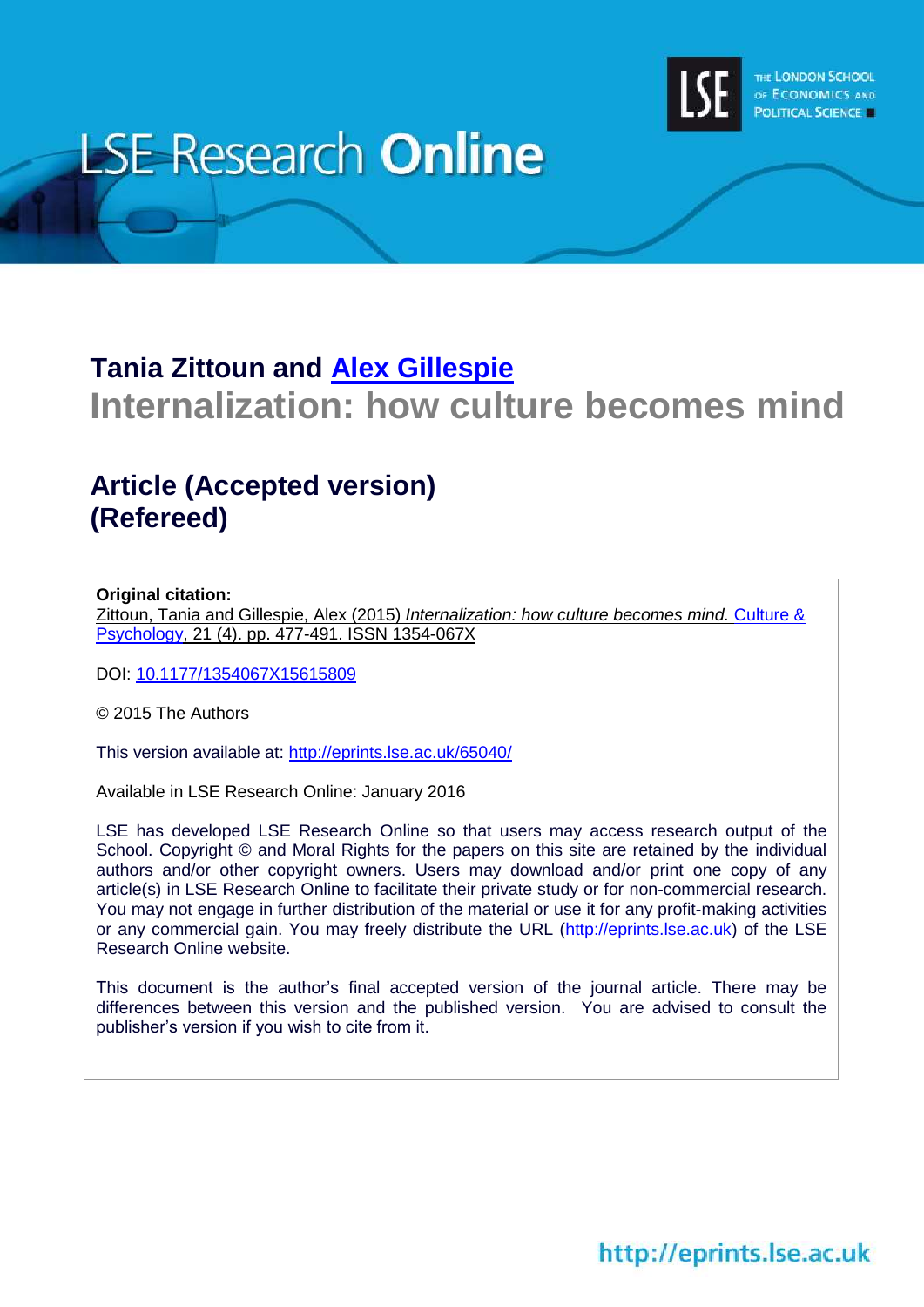LSE Research Online

THE LONDON SCHOOL OF ECONOMICS AND POLITICAL SCIENCE

**Tania Zittoun and Alex Gillespie**

# Internalization: how culture becomes mind

## Article (Accepted version) (Refereed)

**Original citation:**
Zittoun, Tania and Gillespie, Alex (2015) *Internalization: how culture becomes mind.* Culture & Psychology, 21 (4). pp. 477-491. ISSN 1354-067X

DOI: 10.1177/1354067X15615809

© 2015 The Authors

This version available at: http://eprints.lse.ac.uk/65040/

Available in LSE Research Online: January 2016

LSE has developed LSE Research Online so that users may access research output of the School. Copyright © and Moral Rights for the papers on this site are retained by the individual authors and/or other copyright owners. Users may download and/or print one copy of any article(s) in LSE Research Online to facilitate their private study or for non-commercial research. You may not engage in further distribution of the material or use it for any profit-making activities or any commercial gain. You may freely distribute the URL (http://eprints.lse.ac.uk) of the LSE Research Online website.

This document is the author's final accepted version of the journal article. There may be differences between this version and the published version. You are advised to consult the publisher's version if you wish to cite from it.

http://eprints.lse.ac.uk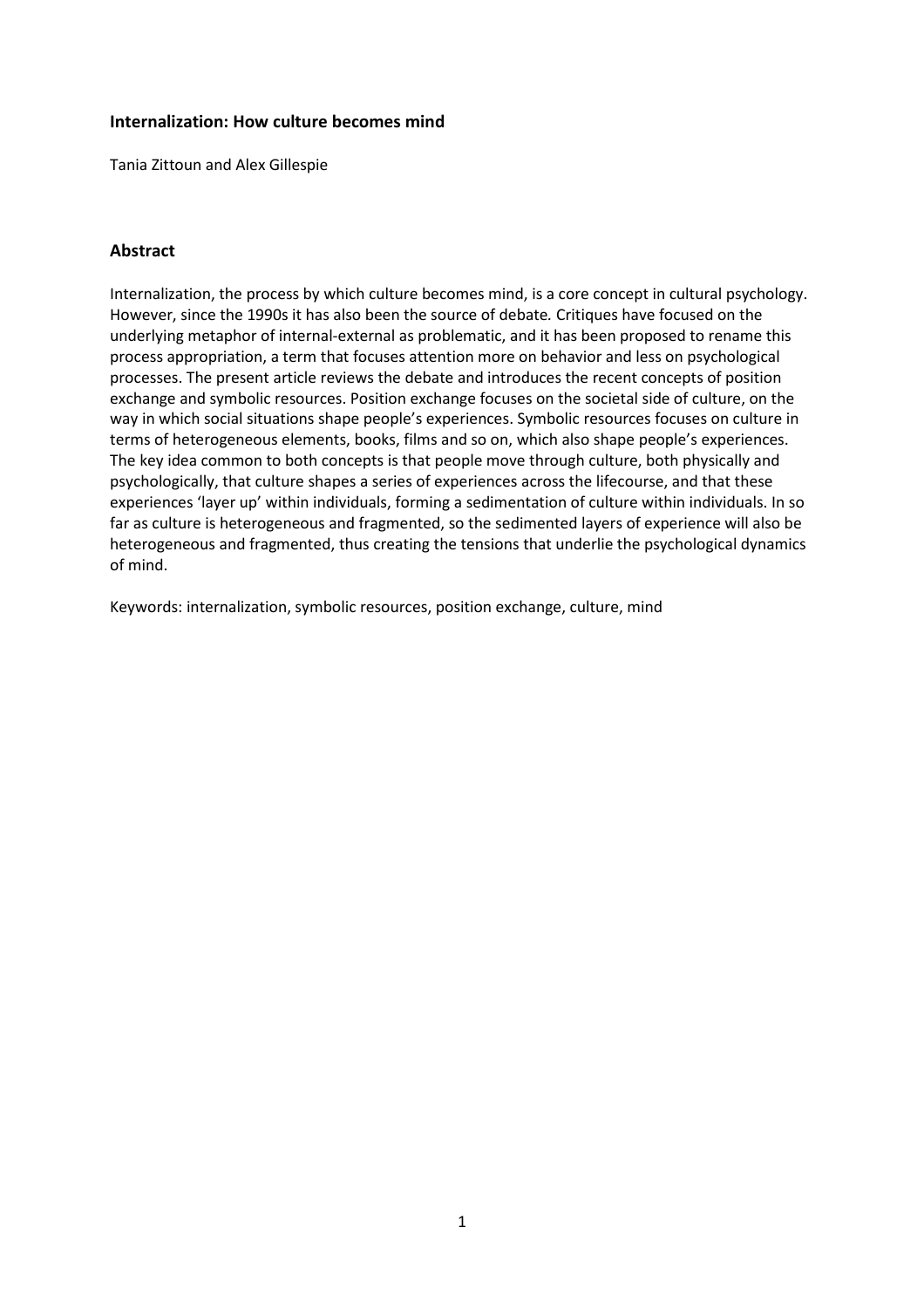**Internalization: How culture becomes mind**

Tania Zittoun and Alex Gillespie

## Abstract

Internalization, the process by which culture becomes mind, is a core concept in cultural psychology. However, since the 1990s it has also been the source of debate. Critiques have focused on the underlying metaphor of internal-external as problematic, and it has been proposed to rename this process appropriation, a term that focuses attention more on behavior and less on psychological processes. The present article reviews the debate and introduces the recent concepts of position exchange and symbolic resources. Position exchange focuses on the societal side of culture, on the way in which social situations shape people's experiences. Symbolic resources focuses on culture in terms of heterogeneous elements, books, films and so on, which also shape people's experiences. The key idea common to both concepts is that people move through culture, both physically and psychologically, that culture shapes a series of experiences across the lifecourse, and that these experiences 'layer up' within individuals, forming a sedimentation of culture within individuals. In so far as culture is heterogeneous and fragmented, so the sedimented layers of experience will also be heterogeneous and fragmented, thus creating the tensions that underlie the psychological dynamics of mind.

Keywords: internalization, symbolic resources, position exchange, culture, mind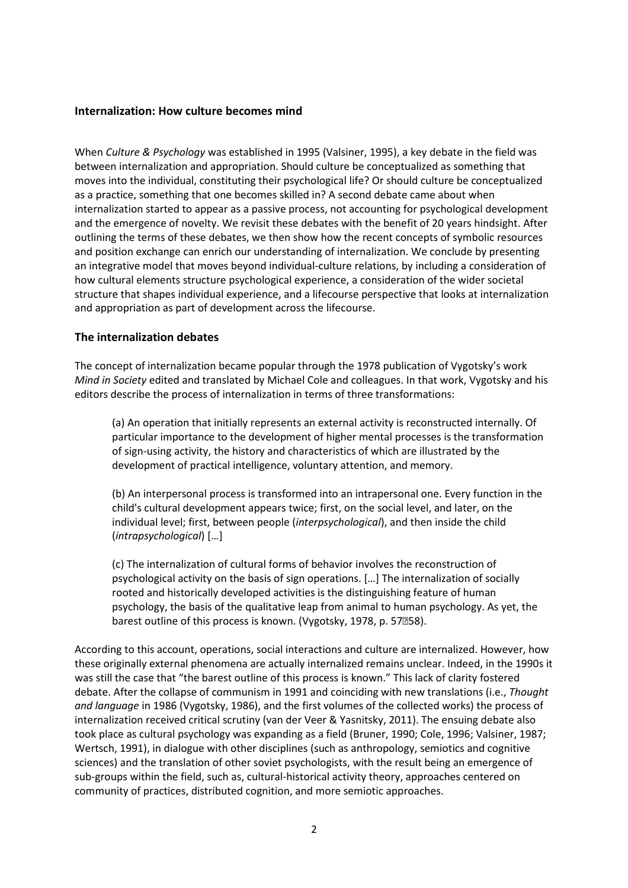## Internalization: How culture becomes mind

When *Culture & Psychology* was established in 1995 (Valsiner, 1995), a key debate in the field was between internalization and appropriation. Should culture be conceptualized as something that moves into the individual, constituting their psychological life? Or should culture be conceptualized as a practice, something that one becomes skilled in? A second debate came about when internalization started to appear as a passive process, not accounting for psychological development and the emergence of novelty. We revisit these debates with the benefit of 20 years hindsight. After outlining the terms of these debates, we then show how the recent concepts of symbolic resources and position exchange can enrich our understanding of internalization. We conclude by presenting an integrative model that moves beyond individual-culture relations, by including a consideration of how cultural elements structure psychological experience, a consideration of the wider societal structure that shapes individual experience, and a lifecourse perspective that looks at internalization and appropriation as part of development across the lifecourse.

### The internalization debates

The concept of internalization became popular through the 1978 publication of Vygotsky's work *Mind in Society* edited and translated by Michael Cole and colleagues. In that work, Vygotsky and his editors describe the process of internalization in terms of three transformations:

> (a) An operation that initially represents an external activity is reconstructed internally. Of particular importance to the development of higher mental processes is the transformation of sign-using activity, the history and characteristics of which are illustrated by the development of practical intelligence, voluntary attention, and memory.
>
> (b) An interpersonal process is transformed into an intrapersonal one. Every function in the child's cultural development appears twice; first, on the social level, and later, on the individual level; first, between people (*interpsychological*), and then inside the child (*intrapsychological*) […]
>
> (c) The internalization of cultural forms of behavior involves the reconstruction of psychological activity on the basis of sign operations. […] The internalization of socially rooted and historically developed activities is the distinguishing feature of human psychology, the basis of the qualitative leap from animal to human psychology. As yet, the barest outline of this process is known. (Vygotsky, 1978, p. 57–58).

According to this account, operations, social interactions and culture are internalized. However, how these originally external phenomena are actually internalized remains unclear. Indeed, in the 1990s it was still the case that "the barest outline of this process is known." This lack of clarity fostered debate. After the collapse of communism in 1991 and coinciding with new translations (i.e., *Thought and language* in 1986 (Vygotsky, 1986), and the first volumes of the collected works) the process of internalization received critical scrutiny (van der Veer & Yasnitsky, 2011). The ensuing debate also took place as cultural psychology was expanding as a field (Bruner, 1990; Cole, 1996; Valsiner, 1987; Wertsch, 1991), in dialogue with other disciplines (such as anthropology, semiotics and cognitive sciences) and the translation of other soviet psychologists, with the result being an emergence of sub-groups within the field, such as, cultural-historical activity theory, approaches centered on community of practices, distributed cognition, and more semiotic approaches.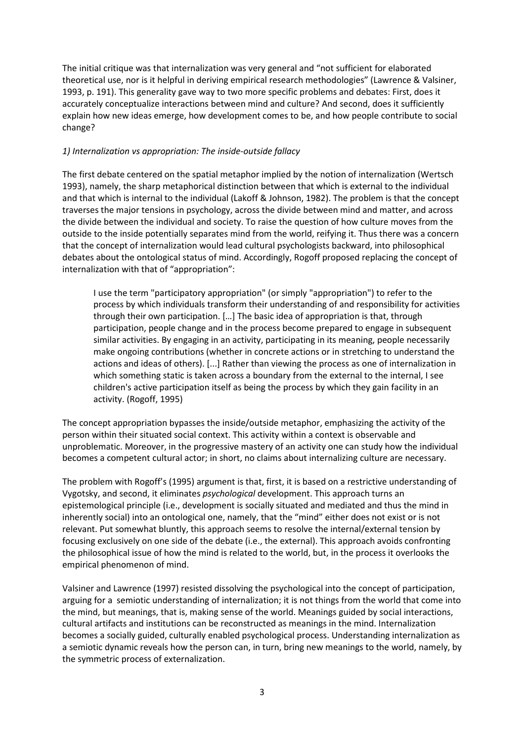The initial critique was that internalization was very general and "not sufficient for elaborated theoretical use, nor is it helpful in deriving empirical research methodologies" (Lawrence & Valsiner, 1993, p. 191). This generality gave way to two more specific problems and debates: First, does it accurately conceptualize interactions between mind and culture? And second, does it sufficiently explain how new ideas emerge, how development comes to be, and how people contribute to social change?

*1) Internalization vs appropriation: The inside-outside fallacy*

The first debate centered on the spatial metaphor implied by the notion of internalization (Wertsch 1993), namely, the sharp metaphorical distinction between that which is external to the individual and that which is internal to the individual (Lakoff & Johnson, 1982). The problem is that the concept traverses the major tensions in psychology, across the divide between mind and matter, and across the divide between the individual and society. To raise the question of how culture moves from the outside to the inside potentially separates mind from the world, reifying it. Thus there was a concern that the concept of internalization would lead cultural psychologists backward, into philosophical debates about the ontological status of mind. Accordingly, Rogoff proposed replacing the concept of internalization with that of "appropriation":

> I use the term "participatory appropriation" (or simply "appropriation") to refer to the process by which individuals transform their understanding of and responsibility for activities through their own participation. […] The basic idea of appropriation is that, through participation, people change and in the process become prepared to engage in subsequent similar activities. By engaging in an activity, participating in its meaning, people necessarily make ongoing contributions (whether in concrete actions or in stretching to understand the actions and ideas of others). [...] Rather than viewing the process as one of internalization in which something static is taken across a boundary from the external to the internal, I see children's active participation itself as being the process by which they gain facility in an activity. (Rogoff, 1995)

The concept appropriation bypasses the inside/outside metaphor, emphasizing the activity of the person within their situated social context. This activity within a context is observable and unproblematic. Moreover, in the progressive mastery of an activity one can study how the individual becomes a competent cultural actor; in short, no claims about internalizing culture are necessary.

The problem with Rogoff's (1995) argument is that, first, it is based on a restrictive understanding of Vygotsky, and second, it eliminates *psychological* development. This approach turns an epistemological principle (i.e., development is socially situated and mediated and thus the mind in inherently social) into an ontological one, namely, that the "mind" either does not exist or is not relevant. Put somewhat bluntly, this approach seems to resolve the internal/external tension by focusing exclusively on one side of the debate (i.e., the external). This approach avoids confronting the philosophical issue of how the mind is related to the world, but, in the process it overlooks the empirical phenomenon of mind.

Valsiner and Lawrence (1997) resisted dissolving the psychological into the concept of participation, arguing for a semiotic understanding of internalization; it is not things from the world that come into the mind, but meanings, that is, making sense of the world. Meanings guided by social interactions, cultural artifacts and institutions can be reconstructed as meanings in the mind. Internalization becomes a socially guided, culturally enabled psychological process. Understanding internalization as a semiotic dynamic reveals how the person can, in turn, bring new meanings to the world, namely, by the symmetric process of externalization.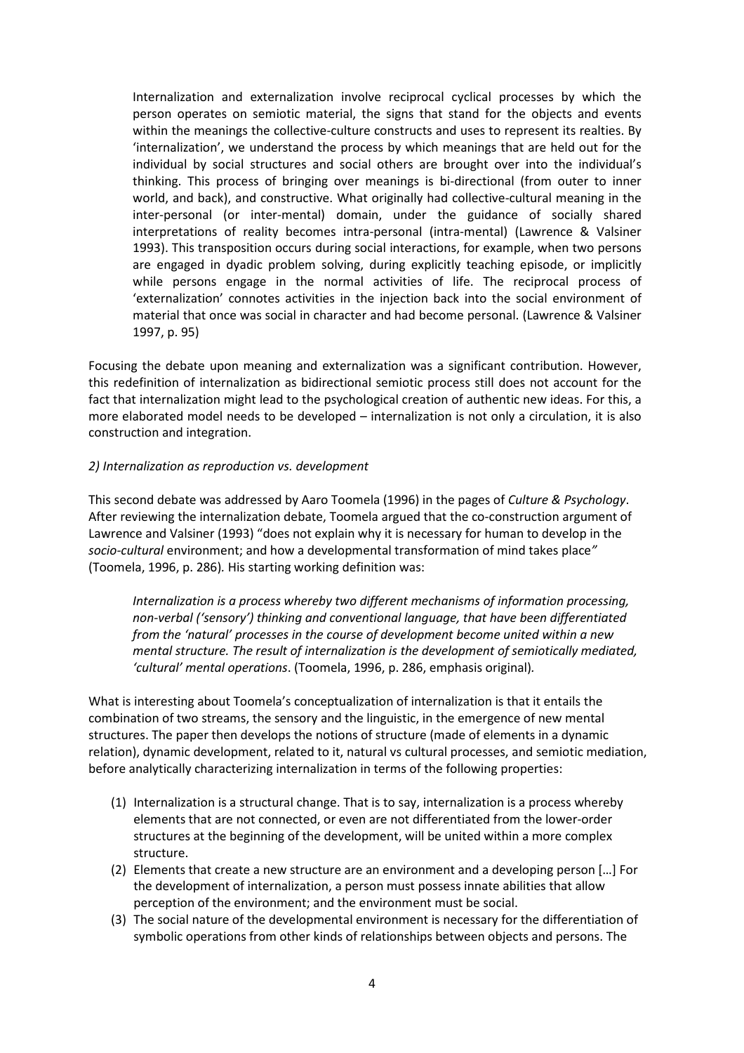> Internalization and externalization involve reciprocal cyclical processes by which the person operates on semiotic material, the signs that stand for the objects and events within the meanings the collective-culture constructs and uses to represent its realties. By 'internalization', we understand the process by which meanings that are held out for the individual by social structures and social others are brought over into the individual's thinking. This process of bringing over meanings is bi-directional (from outer to inner world, and back), and constructive. What originally had collective-cultural meaning in the inter-personal (or inter-mental) domain, under the guidance of socially shared interpretations of reality becomes intra-personal (intra-mental) (Lawrence & Valsiner 1993). This transposition occurs during social interactions, for example, when two persons are engaged in dyadic problem solving, during explicitly teaching episode, or implicitly while persons engage in the normal activities of life. The reciprocal process of 'externalization' connotes activities in the injection back into the social environment of material that once was social in character and had become personal. (Lawrence & Valsiner 1997, p. 95)

Focusing the debate upon meaning and externalization was a significant contribution. However, this redefinition of internalization as bidirectional semiotic process still does not account for the fact that internalization might lead to the psychological creation of authentic new ideas. For this, a more elaborated model needs to be developed – internalization is not only a circulation, it is also construction and integration.

*2) Internalization as reproduction vs. development*

This second debate was addressed by Aaro Toomela (1996) in the pages of *Culture & Psychology*. After reviewing the internalization debate, Toomela argued that the co-construction argument of Lawrence and Valsiner (1993) "does not explain why it is necessary for human to develop in the *socio-cultural* environment; and how a developmental transformation of mind takes place" (Toomela, 1996, p. 286). His starting working definition was:

> *Internalization is a process whereby two different mechanisms of information processing, non-verbal ('sensory') thinking and conventional language, that have been differentiated from the 'natural' processes in the course of development become united within a new mental structure. The result of internalization is the development of semiotically mediated, 'cultural' mental operations*. (Toomela, 1996, p. 286, emphasis original).

What is interesting about Toomela's conceptualization of internalization is that it entails the combination of two streams, the sensory and the linguistic, in the emergence of new mental structures. The paper then develops the notions of structure (made of elements in a dynamic relation), dynamic development, related to it, natural vs cultural processes, and semiotic mediation, before analytically characterizing internalization in terms of the following properties:

> (1) Internalization is a structural change. That is to say, internalization is a process whereby elements that are not connected, or even are not differentiated from the lower-order structures at the beginning of the development, will be united within a more complex structure.
>
> (2) Elements that create a new structure are an environment and a developing person […] For the development of internalization, a person must possess innate abilities that allow perception of the environment; and the environment must be social.
>
> (3) The social nature of the developmental environment is necessary for the differentiation of symbolic operations from other kinds of relationships between objects and persons. The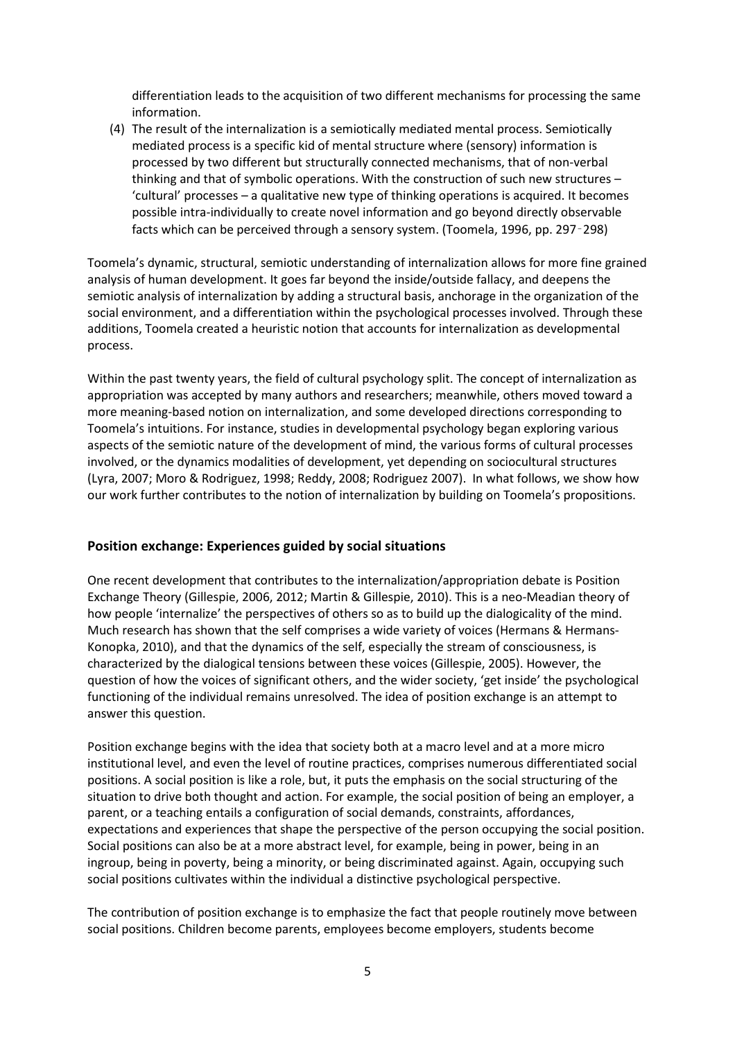differentiation leads to the acquisition of two different mechanisms for processing the same information.

(4) The result of the internalization is a semiotically mediated mental process. Semiotically mediated process is a specific kid of mental structure where (sensory) information is processed by two different but structurally connected mechanisms, that of non-verbal thinking and that of symbolic operations. With the construction of such new structures – 'cultural' processes – a qualitative new type of thinking operations is acquired. It becomes possible intra-individually to create novel information and go beyond directly observable facts which can be perceived through a sensory system. (Toomela, 1996, pp. 297‑298)

Toomela's dynamic, structural, semiotic understanding of internalization allows for more fine grained analysis of human development. It goes far beyond the inside/outside fallacy, and deepens the semiotic analysis of internalization by adding a structural basis, anchorage in the organization of the social environment, and a differentiation within the psychological processes involved. Through these additions, Toomela created a heuristic notion that accounts for internalization as developmental process.

Within the past twenty years, the field of cultural psychology split. The concept of internalization as appropriation was accepted by many authors and researchers; meanwhile, others moved toward a more meaning-based notion on internalization, and some developed directions corresponding to Toomela's intuitions. For instance, studies in developmental psychology began exploring various aspects of the semiotic nature of the development of mind, the various forms of cultural processes involved, or the dynamics modalities of development, yet depending on sociocultural structures (Lyra, 2007; Moro & Rodriguez, 1998; Reddy, 2008; Rodriguez 2007). In what follows, we show how our work further contributes to the notion of internalization by building on Toomela's propositions.

## Position exchange: Experiences guided by social situations

One recent development that contributes to the internalization/appropriation debate is Position Exchange Theory (Gillespie, 2006, 2012; Martin & Gillespie, 2010). This is a neo-Meadian theory of how people 'internalize' the perspectives of others so as to build up the dialogicality of the mind. Much research has shown that the self comprises a wide variety of voices (Hermans & Hermans-Konopka, 2010), and that the dynamics of the self, especially the stream of consciousness, is characterized by the dialogical tensions between these voices (Gillespie, 2005). However, the question of how the voices of significant others, and the wider society, 'get inside' the psychological functioning of the individual remains unresolved. The idea of position exchange is an attempt to answer this question.

Position exchange begins with the idea that society both at a macro level and at a more micro institutional level, and even the level of routine practices, comprises numerous differentiated social positions. A social position is like a role, but, it puts the emphasis on the social structuring of the situation to drive both thought and action. For example, the social position of being an employer, a parent, or a teaching entails a configuration of social demands, constraints, affordances, expectations and experiences that shape the perspective of the person occupying the social position. Social positions can also be at a more abstract level, for example, being in power, being in an ingroup, being in poverty, being a minority, or being discriminated against. Again, occupying such social positions cultivates within the individual a distinctive psychological perspective.

The contribution of position exchange is to emphasize the fact that people routinely move between social positions. Children become parents, employees become employers, students become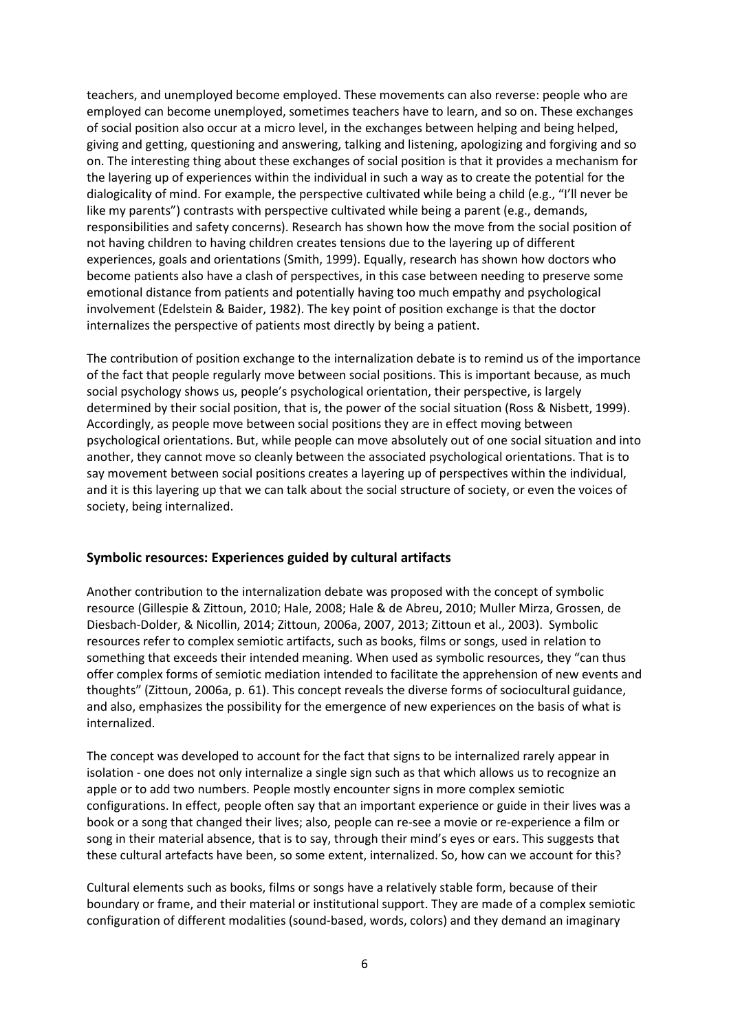teachers, and unemployed become employed. These movements can also reverse: people who are employed can become unemployed, sometimes teachers have to learn, and so on. These exchanges of social position also occur at a micro level, in the exchanges between helping and being helped, giving and getting, questioning and answering, talking and listening, apologizing and forgiving and so on. The interesting thing about these exchanges of social position is that it provides a mechanism for the layering up of experiences within the individual in such a way as to create the potential for the dialogicality of mind. For example, the perspective cultivated while being a child (e.g., "I'll never be like my parents") contrasts with perspective cultivated while being a parent (e.g., demands, responsibilities and safety concerns). Research has shown how the move from the social position of not having children to having children creates tensions due to the layering up of different experiences, goals and orientations (Smith, 1999). Equally, research has shown how doctors who become patients also have a clash of perspectives, in this case between needing to preserve some emotional distance from patients and potentially having too much empathy and psychological involvement (Edelstein & Baider, 1982). The key point of position exchange is that the doctor internalizes the perspective of patients most directly by being a patient.

The contribution of position exchange to the internalization debate is to remind us of the importance of the fact that people regularly move between social positions. This is important because, as much social psychology shows us, people's psychological orientation, their perspective, is largely determined by their social position, that is, the power of the social situation (Ross & Nisbett, 1999). Accordingly, as people move between social positions they are in effect moving between psychological orientations. But, while people can move absolutely out of one social situation and into another, they cannot move so cleanly between the associated psychological orientations. That is to say movement between social positions creates a layering up of perspectives within the individual, and it is this layering up that we can talk about the social structure of society, or even the voices of society, being internalized.

## Symbolic resources: Experiences guided by cultural artifacts

Another contribution to the internalization debate was proposed with the concept of symbolic resource (Gillespie & Zittoun, 2010; Hale, 2008; Hale & de Abreu, 2010; Muller Mirza, Grossen, de Diesbach-Dolder, & Nicollin, 2014; Zittoun, 2006a, 2007, 2013; Zittoun et al., 2003). Symbolic resources refer to complex semiotic artifacts, such as books, films or songs, used in relation to something that exceeds their intended meaning. When used as symbolic resources, they "can thus offer complex forms of semiotic mediation intended to facilitate the apprehension of new events and thoughts" (Zittoun, 2006a, p. 61). This concept reveals the diverse forms of sociocultural guidance, and also, emphasizes the possibility for the emergence of new experiences on the basis of what is internalized.

The concept was developed to account for the fact that signs to be internalized rarely appear in isolation - one does not only internalize a single sign such as that which allows us to recognize an apple or to add two numbers. People mostly encounter signs in more complex semiotic configurations. In effect, people often say that an important experience or guide in their lives was a book or a song that changed their lives; also, people can re-see a movie or re-experience a film or song in their material absence, that is to say, through their mind's eyes or ears. This suggests that these cultural artefacts have been, so some extent, internalized. So, how can we account for this?

Cultural elements such as books, films or songs have a relatively stable form, because of their boundary or frame, and their material or institutional support. They are made of a complex semiotic configuration of different modalities (sound-based, words, colors) and they demand an imaginary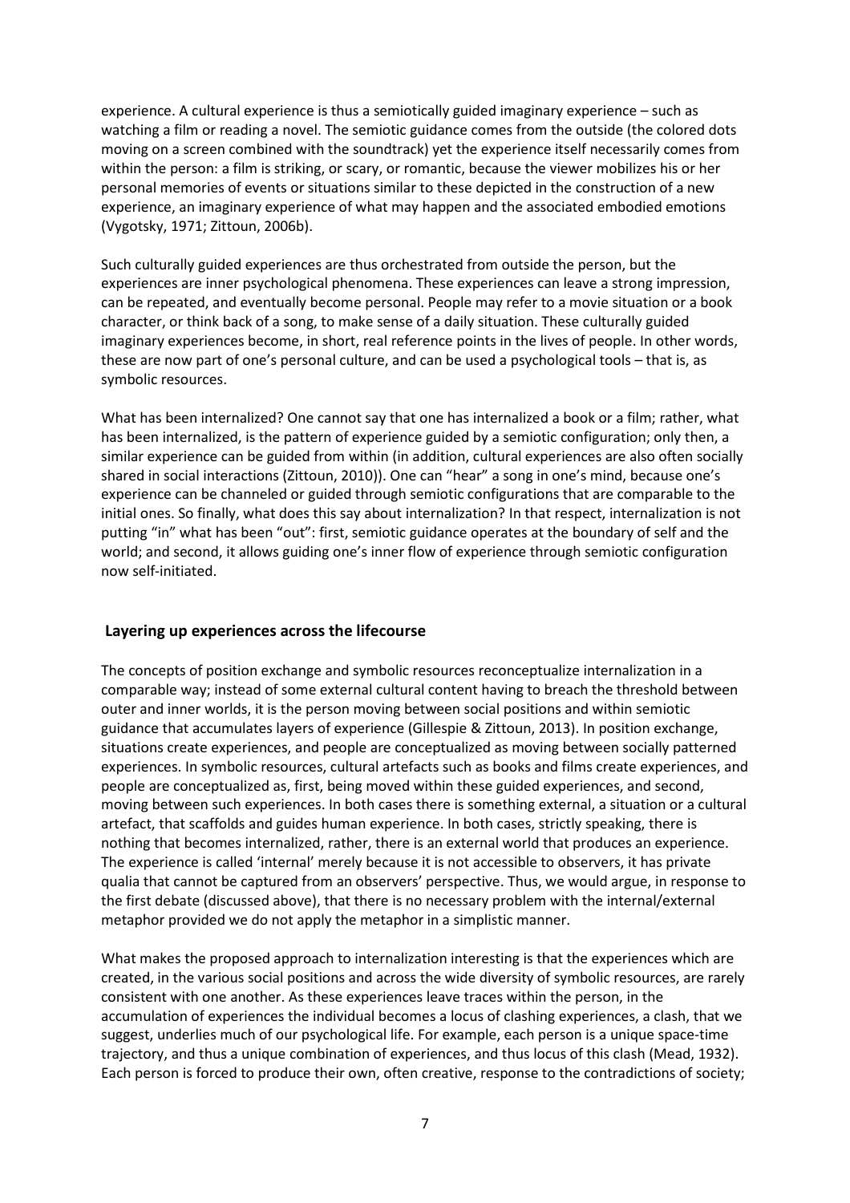experience. A cultural experience is thus a semiotically guided imaginary experience – such as watching a film or reading a novel. The semiotic guidance comes from the outside (the colored dots moving on a screen combined with the soundtrack) yet the experience itself necessarily comes from within the person: a film is striking, or scary, or romantic, because the viewer mobilizes his or her personal memories of events or situations similar to these depicted in the construction of a new experience, an imaginary experience of what may happen and the associated embodied emotions (Vygotsky, 1971; Zittoun, 2006b).

Such culturally guided experiences are thus orchestrated from outside the person, but the experiences are inner psychological phenomena. These experiences can leave a strong impression, can be repeated, and eventually become personal. People may refer to a movie situation or a book character, or think back of a song, to make sense of a daily situation. These culturally guided imaginary experiences become, in short, real reference points in the lives of people. In other words, these are now part of one's personal culture, and can be used a psychological tools – that is, as symbolic resources.

What has been internalized? One cannot say that one has internalized a book or a film; rather, what has been internalized, is the pattern of experience guided by a semiotic configuration; only then, a similar experience can be guided from within (in addition, cultural experiences are also often socially shared in social interactions (Zittoun, 2010)). One can "hear" a song in one's mind, because one's experience can be channeled or guided through semiotic configurations that are comparable to the initial ones. So finally, what does this say about internalization? In that respect, internalization is not putting "in" what has been "out": first, semiotic guidance operates at the boundary of self and the world; and second, it allows guiding one's inner flow of experience through semiotic configuration now self-initiated.

## Layering up experiences across the lifecourse

The concepts of position exchange and symbolic resources reconceptualize internalization in a comparable way; instead of some external cultural content having to breach the threshold between outer and inner worlds, it is the person moving between social positions and within semiotic guidance that accumulates layers of experience (Gillespie & Zittoun, 2013). In position exchange, situations create experiences, and people are conceptualized as moving between socially patterned experiences. In symbolic resources, cultural artefacts such as books and films create experiences, and people are conceptualized as, first, being moved within these guided experiences, and second, moving between such experiences. In both cases there is something external, a situation or a cultural artefact, that scaffolds and guides human experience. In both cases, strictly speaking, there is nothing that becomes internalized, rather, there is an external world that produces an experience. The experience is called 'internal' merely because it is not accessible to observers, it has private qualia that cannot be captured from an observers' perspective. Thus, we would argue, in response to the first debate (discussed above), that there is no necessary problem with the internal/external metaphor provided we do not apply the metaphor in a simplistic manner.

What makes the proposed approach to internalization interesting is that the experiences which are created, in the various social positions and across the wide diversity of symbolic resources, are rarely consistent with one another. As these experiences leave traces within the person, in the accumulation of experiences the individual becomes a locus of clashing experiences, a clash, that we suggest, underlies much of our psychological life. For example, each person is a unique space-time trajectory, and thus a unique combination of experiences, and thus locus of this clash (Mead, 1932). Each person is forced to produce their own, often creative, response to the contradictions of society;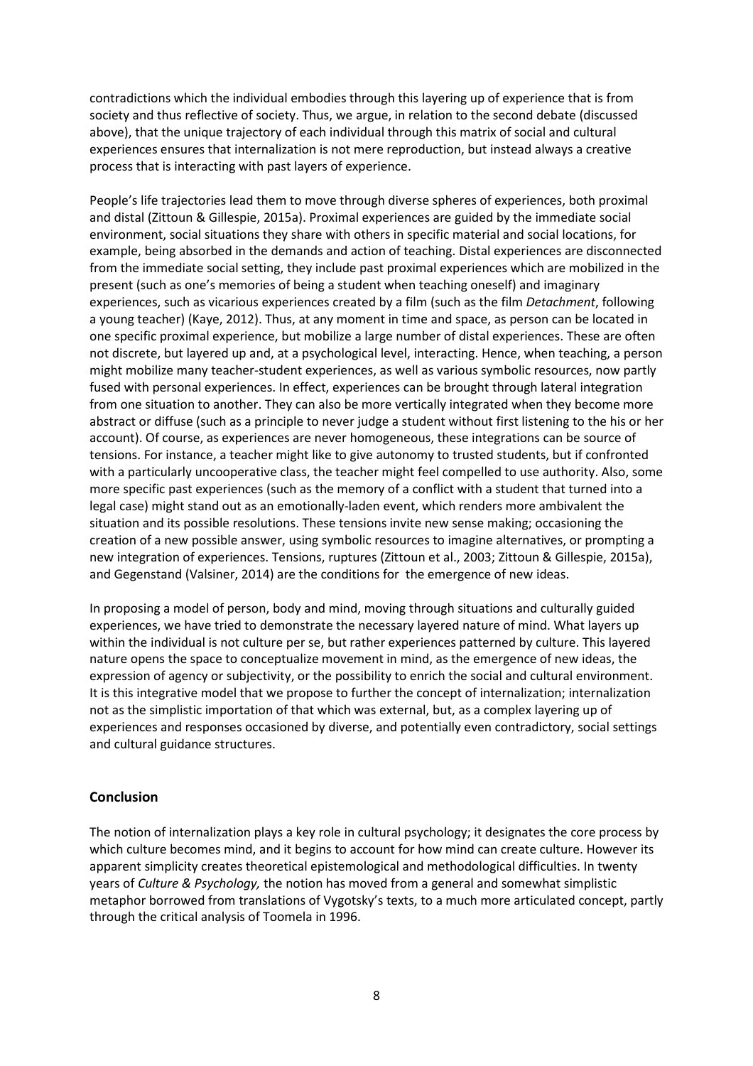contradictions which the individual embodies through this layering up of experience that is from society and thus reflective of society. Thus, we argue, in relation to the second debate (discussed above), that the unique trajectory of each individual through this matrix of social and cultural experiences ensures that internalization is not mere reproduction, but instead always a creative process that is interacting with past layers of experience.

People's life trajectories lead them to move through diverse spheres of experiences, both proximal and distal (Zittoun & Gillespie, 2015a). Proximal experiences are guided by the immediate social environment, social situations they share with others in specific material and social locations, for example, being absorbed in the demands and action of teaching. Distal experiences are disconnected from the immediate social setting, they include past proximal experiences which are mobilized in the present (such as one's memories of being a student when teaching oneself) and imaginary experiences, such as vicarious experiences created by a film (such as the film *Detachment*, following a young teacher) (Kaye, 2012). Thus, at any moment in time and space, as person can be located in one specific proximal experience, but mobilize a large number of distal experiences. These are often not discrete, but layered up and, at a psychological level, interacting. Hence, when teaching, a person might mobilize many teacher-student experiences, as well as various symbolic resources, now partly fused with personal experiences. In effect, experiences can be brought through lateral integration from one situation to another. They can also be more vertically integrated when they become more abstract or diffuse (such as a principle to never judge a student without first listening to the his or her account). Of course, as experiences are never homogeneous, these integrations can be source of tensions. For instance, a teacher might like to give autonomy to trusted students, but if confronted with a particularly uncooperative class, the teacher might feel compelled to use authority. Also, some more specific past experiences (such as the memory of a conflict with a student that turned into a legal case) might stand out as an emotionally-laden event, which renders more ambivalent the situation and its possible resolutions. These tensions invite new sense making; occasioning the creation of a new possible answer, using symbolic resources to imagine alternatives, or prompting a new integration of experiences. Tensions, ruptures (Zittoun et al., 2003; Zittoun & Gillespie, 2015a), and Gegenstand (Valsiner, 2014) are the conditions for the emergence of new ideas.

In proposing a model of person, body and mind, moving through situations and culturally guided experiences, we have tried to demonstrate the necessary layered nature of mind. What layers up within the individual is not culture per se, but rather experiences patterned by culture. This layered nature opens the space to conceptualize movement in mind, as the emergence of new ideas, the expression of agency or subjectivity, or the possibility to enrich the social and cultural environment. It is this integrative model that we propose to further the concept of internalization; internalization not as the simplistic importation of that which was external, but, as a complex layering up of experiences and responses occasioned by diverse, and potentially even contradictory, social settings and cultural guidance structures.

## Conclusion

The notion of internalization plays a key role in cultural psychology; it designates the core process by which culture becomes mind, and it begins to account for how mind can create culture. However its apparent simplicity creates theoretical epistemological and methodological difficulties. In twenty years of *Culture & Psychology,* the notion has moved from a general and somewhat simplistic metaphor borrowed from translations of Vygotsky's texts, to a much more articulated concept, partly through the critical analysis of Toomela in 1996.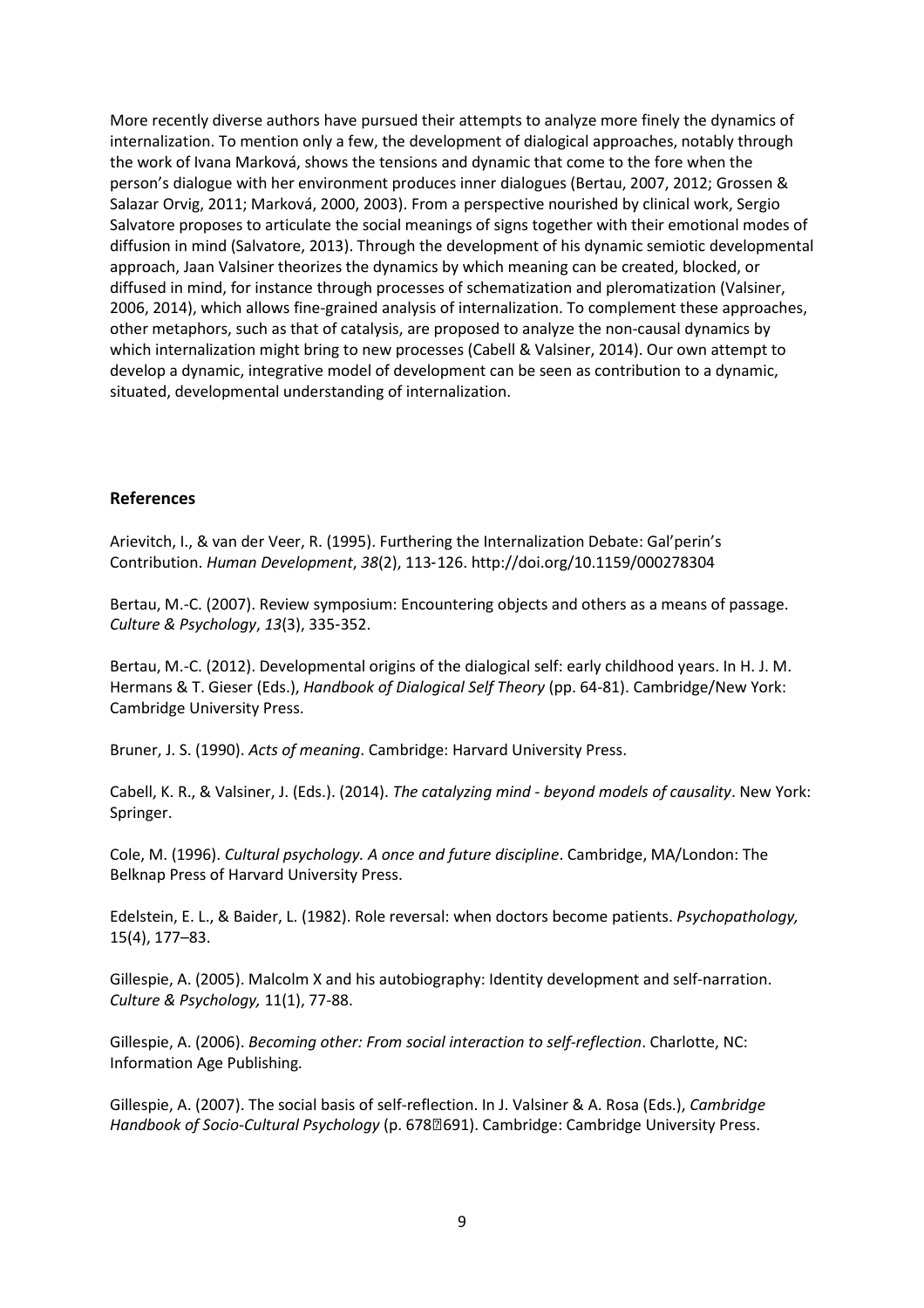More recently diverse authors have pursued their attempts to analyze more finely the dynamics of internalization. To mention only a few, the development of dialogical approaches, notably through the work of Ivana Marková, shows the tensions and dynamic that come to the fore when the person's dialogue with her environment produces inner dialogues (Bertau, 2007, 2012; Grossen & Salazar Orvig, 2011; Marková, 2000, 2003). From a perspective nourished by clinical work, Sergio Salvatore proposes to articulate the social meanings of signs together with their emotional modes of diffusion in mind (Salvatore, 2013). Through the development of his dynamic semiotic developmental approach, Jaan Valsiner theorizes the dynamics by which meaning can be created, blocked, or diffused in mind, for instance through processes of schematization and pleromatization (Valsiner, 2006, 2014), which allows fine-grained analysis of internalization. To complement these approaches, other metaphors, such as that of catalysis, are proposed to analyze the non-causal dynamics by which internalization might bring to new processes (Cabell & Valsiner, 2014). Our own attempt to develop a dynamic, integrative model of development can be seen as contribution to a dynamic, situated, developmental understanding of internalization.

## References

Arievitch, I., & van der Veer, R. (1995). Furthering the Internalization Debate: Gal'perin's Contribution. *Human Development*, *38*(2), 113-126. http://doi.org/10.1159/000278304

Bertau, M.-C. (2007). Review symposium: Encountering objects and others as a means of passage. *Culture & Psychology*, *13*(3), 335-352.

Bertau, M.-C. (2012). Developmental origins of the dialogical self: early childhood years. In H. J. M. Hermans & T. Gieser (Eds.), *Handbook of Dialogical Self Theory* (pp. 64-81). Cambridge/New York: Cambridge University Press.

Bruner, J. S. (1990). *Acts of meaning*. Cambridge: Harvard University Press.

Cabell, K. R., & Valsiner, J. (Eds.). (2014). *The catalyzing mind - beyond models of causality*. New York: Springer.

Cole, M. (1996). *Cultural psychology. A once and future discipline*. Cambridge, MA/London: The Belknap Press of Harvard University Press.

Edelstein, E. L., & Baider, L. (1982). Role reversal: when doctors become patients. *Psychopathology,* 15(4), 177–83.

Gillespie, A. (2005). Malcolm X and his autobiography: Identity development and self-narration. *Culture & Psychology,* 11(1), 77-88.

Gillespie, A. (2006). *Becoming other: From social interaction to self-reflection*. Charlotte, NC: Information Age Publishing.

Gillespie, A. (2007). The social basis of self-reflection. In J. Valsiner & A. Rosa (Eds.), *Cambridge Handbook of Socio-Cultural Psychology* (p. 678�691). Cambridge: Cambridge University Press.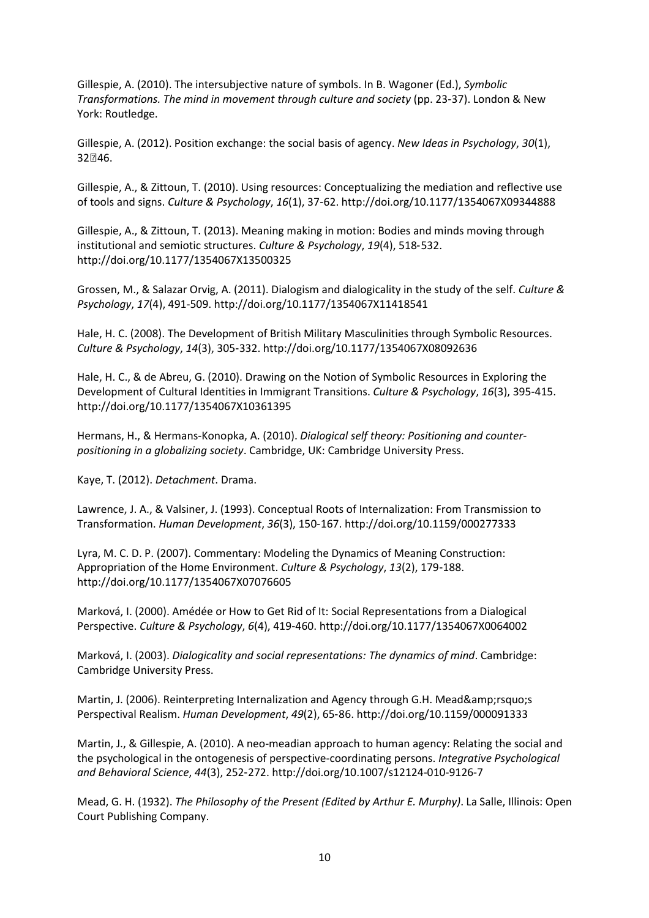Gillespie, A. (2010). The intersubjective nature of symbols. In B. Wagoner (Ed.), *Symbolic Transformations. The mind in movement through culture and society* (pp. 23-37). London & New York: Routledge.

Gillespie, A. (2012). Position exchange: the social basis of agency. *New Ideas in Psychology*, *30*(1), 32?46.

Gillespie, A., & Zittoun, T. (2010). Using resources: Conceptualizing the mediation and reflective use of tools and signs. *Culture & Psychology*, *16*(1), 37-62. http://doi.org/10.1177/1354067X09344888

Gillespie, A., & Zittoun, T. (2013). Meaning making in motion: Bodies and minds moving through institutional and semiotic structures. *Culture & Psychology*, *19*(4), 518-532. http://doi.org/10.1177/1354067X13500325

Grossen, M., & Salazar Orvig, A. (2011). Dialogism and dialogicality in the study of the self. *Culture & Psychology*, *17*(4), 491-509. http://doi.org/10.1177/1354067X11418541

Hale, H. C. (2008). The Development of British Military Masculinities through Symbolic Resources. *Culture & Psychology*, *14*(3), 305-332. http://doi.org/10.1177/1354067X08092636

Hale, H. C., & de Abreu, G. (2010). Drawing on the Notion of Symbolic Resources in Exploring the Development of Cultural Identities in Immigrant Transitions. *Culture & Psychology*, *16*(3), 395-415. http://doi.org/10.1177/1354067X10361395

Hermans, H., & Hermans-Konopka, A. (2010). *Dialogical self theory: Positioning and counter-positioning in a globalizing society*. Cambridge, UK: Cambridge University Press.

Kaye, T. (2012). *Detachment*. Drama.

Lawrence, J. A., & Valsiner, J. (1993). Conceptual Roots of Internalization: From Transmission to Transformation. *Human Development*, *36*(3), 150-167. http://doi.org/10.1159/000277333

Lyra, M. C. D. P. (2007). Commentary: Modeling the Dynamics of Meaning Construction: Appropriation of the Home Environment. *Culture & Psychology*, *13*(2), 179-188. http://doi.org/10.1177/1354067X07076605

Marková, I. (2000). Amédée or How to Get Rid of It: Social Representations from a Dialogical Perspective. *Culture & Psychology*, *6*(4), 419-460. http://doi.org/10.1177/1354067X0064002

Marková, I. (2003). *Dialogicality and social representations: The dynamics of mind*. Cambridge: Cambridge University Press.

Martin, J. (2006). Reinterpreting Internalization and Agency through G.H. Mead&amp;rsquo;s Perspectival Realism. *Human Development*, *49*(2), 65-86. http://doi.org/10.1159/000091333

Martin, J., & Gillespie, A. (2010). A neo-meadian approach to human agency: Relating the social and the psychological in the ontogenesis of perspective-coordinating persons. *Integrative Psychological and Behavioral Science*, *44*(3), 252-272. http://doi.org/10.1007/s12124-010-9126-7

Mead, G. H. (1932). *The Philosophy of the Present (Edited by Arthur E. Murphy)*. La Salle, Illinois: Open Court Publishing Company.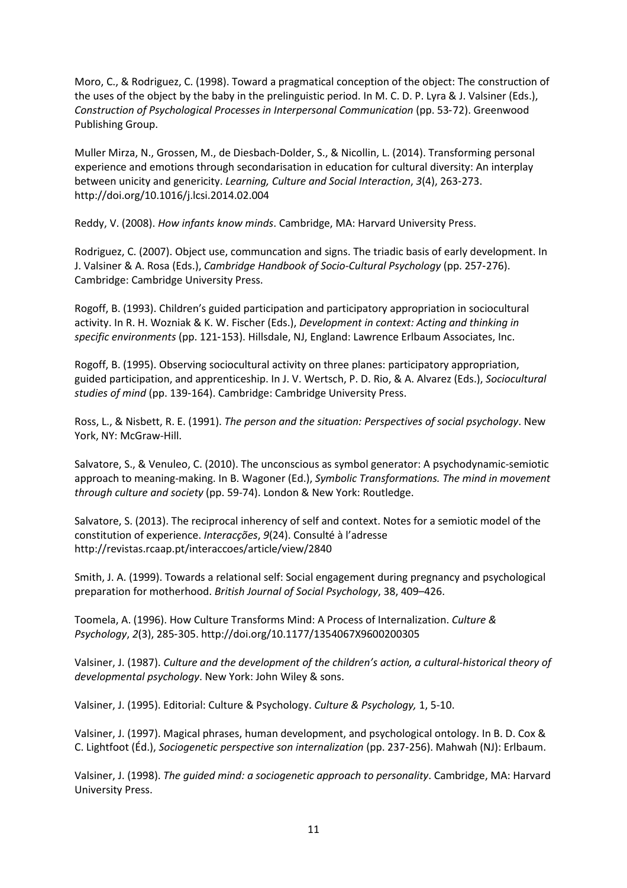Moro, C., & Rodriguez, C. (1998). Toward a pragmatical conception of the object: The construction of the uses of the object by the baby in the prelinguistic period. In M. C. D. P. Lyra & J. Valsiner (Eds.), *Construction of Psychological Processes in Interpersonal Communication* (pp. 53-72). Greenwood Publishing Group.

Muller Mirza, N., Grossen, M., de Diesbach-Dolder, S., & Nicollin, L. (2014). Transforming personal experience and emotions through secondarisation in education for cultural diversity: An interplay between unicity and genericity. *Learning, Culture and Social Interaction*, *3*(4), 263-273. http://doi.org/10.1016/j.lcsi.2014.02.004

Reddy, V. (2008). *How infants know minds*. Cambridge, MA: Harvard University Press.

Rodriguez, C. (2007). Object use, communcation and signs. The triadic basis of early development. In J. Valsiner & A. Rosa (Eds.), *Cambridge Handbook of Socio-Cultural Psychology* (pp. 257-276). Cambridge: Cambridge University Press.

Rogoff, B. (1993). Children's guided participation and participatory appropriation in sociocultural activity. In R. H. Wozniak & K. W. Fischer (Eds.), *Development in context: Acting and thinking in specific environments* (pp. 121-153). Hillsdale, NJ, England: Lawrence Erlbaum Associates, Inc.

Rogoff, B. (1995). Observing sociocultural activity on three planes: participatory appropriation, guided participation, and apprenticeship. In J. V. Wertsch, P. D. Rio, & A. Alvarez (Eds.), *Sociocultural studies of mind* (pp. 139-164). Cambridge: Cambridge University Press.

Ross, L., & Nisbett, R. E. (1991). *The person and the situation: Perspectives of social psychology*. New York, NY: McGraw-Hill.

Salvatore, S., & Venuleo, C. (2010). The unconscious as symbol generator: A psychodynamic-semiotic approach to meaning-making. In B. Wagoner (Ed.), *Symbolic Transformations. The mind in movement through culture and society* (pp. 59-74). London & New York: Routledge.

Salvatore, S. (2013). The reciprocal inherency of self and context. Notes for a semiotic model of the constitution of experience. *Interacções*, *9*(24). Consulté à l'adresse http://revistas.rcaap.pt/interaccoes/article/view/2840

Smith, J. A. (1999). Towards a relational self: Social engagement during pregnancy and psychological preparation for motherhood. *British Journal of Social Psychology*, 38, 409–426.

Toomela, A. (1996). How Culture Transforms Mind: A Process of Internalization. *Culture & Psychology*, *2*(3), 285-305. http://doi.org/10.1177/1354067X9600200305

Valsiner, J. (1987). *Culture and the development of the children's action, a cultural-historical theory of developmental psychology*. New York: John Wiley & sons.

Valsiner, J. (1995). Editorial: Culture & Psychology. *Culture & Psychology,* 1, 5-10.

Valsiner, J. (1997). Magical phrases, human development, and psychological ontology. In B. D. Cox & C. Lightfoot (Éd.), *Sociogenetic perspective son internalization* (pp. 237-256). Mahwah (NJ): Erlbaum.

Valsiner, J. (1998). *The guided mind: a sociogenetic approach to personality*. Cambridge, MA: Harvard University Press.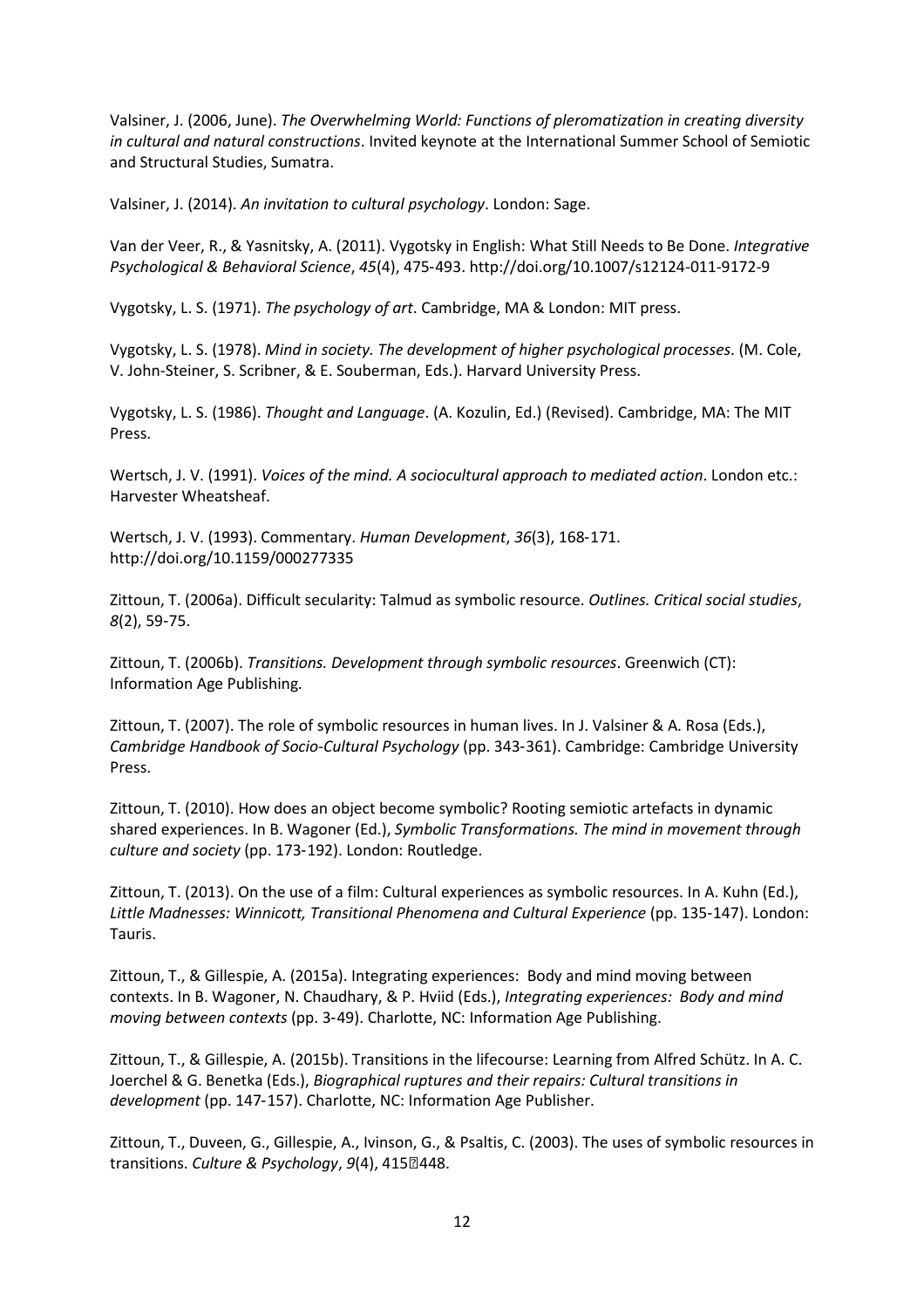Valsiner, J. (2006, June). *The Overwhelming World: Functions of pleromatization in creating diversity in cultural and natural constructions*. Invited keynote at the International Summer School of Semiotic and Structural Studies, Sumatra.

Valsiner, J. (2014). *An invitation to cultural psychology*. London: Sage.

Van der Veer, R., & Yasnitsky, A. (2011). Vygotsky in English: What Still Needs to Be Done. *Integrative Psychological & Behavioral Science*, *45*(4), 475-493. http://doi.org/10.1007/s12124-011-9172-9

Vygotsky, L. S. (1971). *The psychology of art*. Cambridge, MA & London: MIT press.

Vygotsky, L. S. (1978). *Mind in society. The development of higher psychological processes*. (M. Cole, V. John-Steiner, S. Scribner, & E. Souberman, Eds.). Harvard University Press.

Vygotsky, L. S. (1986). *Thought and Language*. (A. Kozulin, Ed.) (Revised). Cambridge, MA: The MIT Press.

Wertsch, J. V. (1991). *Voices of the mind. A sociocultural approach to mediated action*. London etc.: Harvester Wheatsheaf.

Wertsch, J. V. (1993). Commentary. *Human Development*, *36*(3), 168-171. http://doi.org/10.1159/000277335

Zittoun, T. (2006a). Difficult secularity: Talmud as symbolic resource. *Outlines. Critical social studies*, *8*(2), 59-75.

Zittoun, T. (2006b). *Transitions. Development through symbolic resources*. Greenwich (CT): Information Age Publishing.

Zittoun, T. (2007). The role of symbolic resources in human lives. In J. Valsiner & A. Rosa (Eds.), *Cambridge Handbook of Socio-Cultural Psychology* (pp. 343-361). Cambridge: Cambridge University Press.

Zittoun, T. (2010). How does an object become symbolic? Rooting semiotic artefacts in dynamic shared experiences. In B. Wagoner (Ed.), *Symbolic Transformations. The mind in movement through culture and society* (pp. 173-192). London: Routledge.

Zittoun, T. (2013). On the use of a film: Cultural experiences as symbolic resources. In A. Kuhn (Ed.), *Little Madnesses: Winnicott, Transitional Phenomena and Cultural Experience* (pp. 135-147). London: Tauris.

Zittoun, T., & Gillespie, A. (2015a). Integrating experiences: Body and mind moving between contexts. In B. Wagoner, N. Chaudhary, & P. Hviid (Eds.), *Integrating experiences: Body and mind moving between contexts* (pp. 3-49). Charlotte, NC: Information Age Publishing.

Zittoun, T., & Gillespie, A. (2015b). Transitions in the lifecourse: Learning from Alfred Schütz. In A. C. Joerchel & G. Benetka (Eds.), *Biographical ruptures and their repairs: Cultural transitions in development* (pp. 147-157). Charlotte, NC: Information Age Publisher.

Zittoun, T., Duveen, G., Gillespie, A., Ivinson, G., & Psaltis, C. (2003). The uses of symbolic resources in transitions. *Culture & Psychology*, *9*(4), 415-448.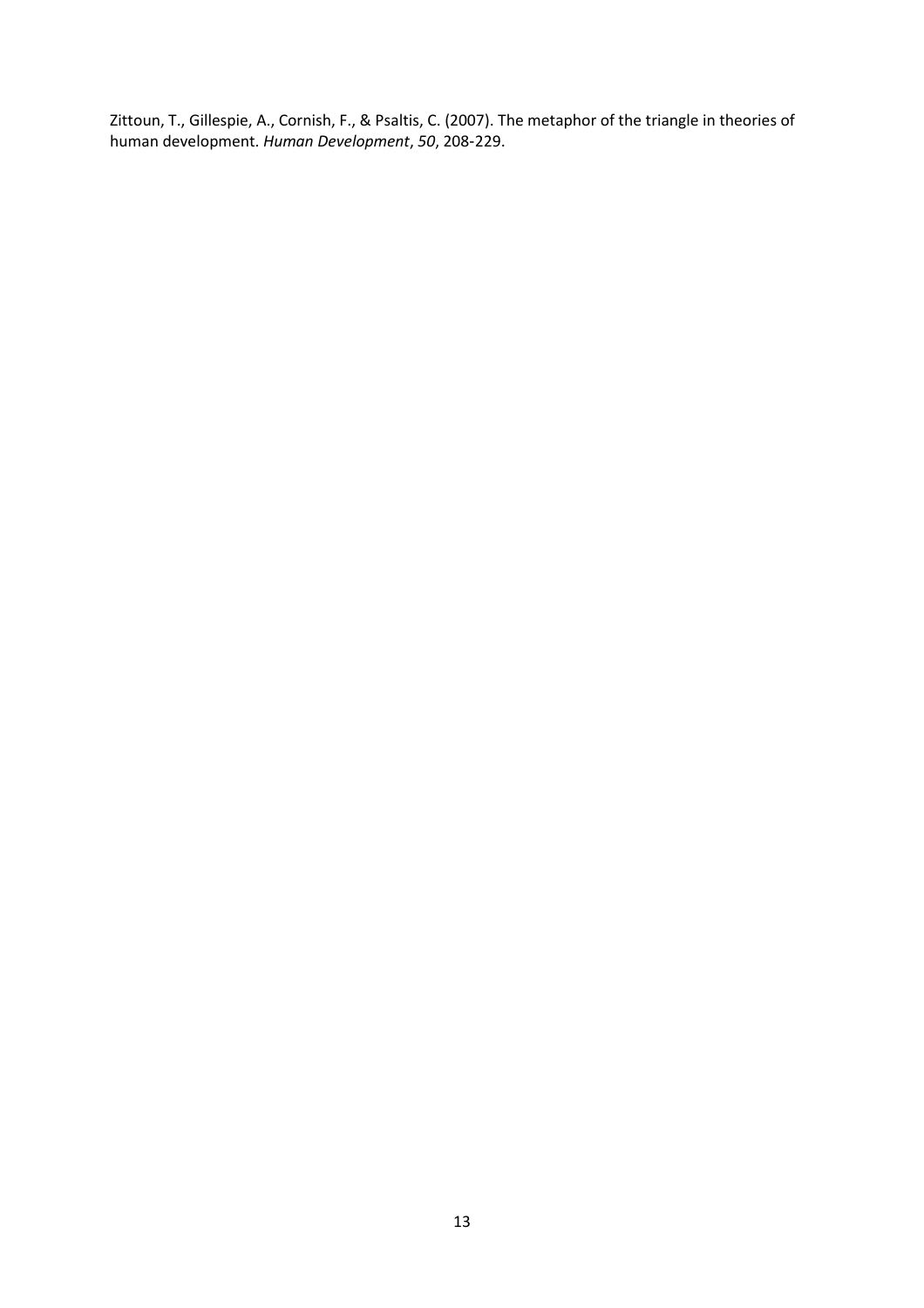Zittoun, T., Gillespie, A., Cornish, F., & Psaltis, C. (2007). The metaphor of the triangle in theories of human development. *Human Development*, *50*, 208-229.